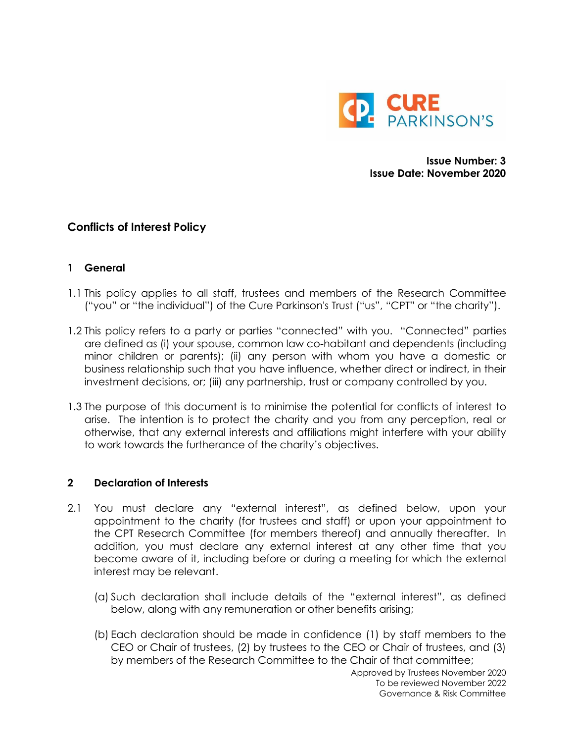**Issue Number: 3**
**Issue Date: November 2020**

## Conflicts of Interest Policy

### 1 General

1.1 This policy applies to all staff, trustees and members of the Research Committee ("you" or "the individual") of the Cure Parkinson's Trust ("us", "CPT" or "the charity").

1.2 This policy refers to a party or parties "connected" with you. "Connected" parties are defined as (i) your spouse, common law co-habitant and dependents (including minor children or parents); (ii) any person with whom you have a domestic or business relationship such that you have influence, whether direct or indirect, in their investment decisions, or; (iii) any partnership, trust or company controlled by you.

1.3 The purpose of this document is to minimise the potential for conflicts of interest to arise. The intention is to protect the charity and you from any perception, real or otherwise, that any external interests and affiliations might interfere with your ability to work towards the furtherance of the charity's objectives.

### 2 Declaration of Interests

2.1 You must declare any "external interest", as defined below, upon your appointment to the charity (for trustees and staff) or upon your appointment to the CPT Research Committee (for members thereof) and annually thereafter. In addition, you must declare any external interest at any other time that you become aware of it, including before or during a meeting for which the external interest may be relevant.

(a) Such declaration shall include details of the "external interest", as defined below, along with any remuneration or other benefits arising;

(b) Each declaration should be made in confidence (1) by staff members to the CEO or Chair of trustees, (2) by trustees to the CEO or Chair of trustees, and (3) by members of the Research Committee to the Chair of that committee;

Approved by Trustees November 2020
To be reviewed November 2022
Governance & Risk Committee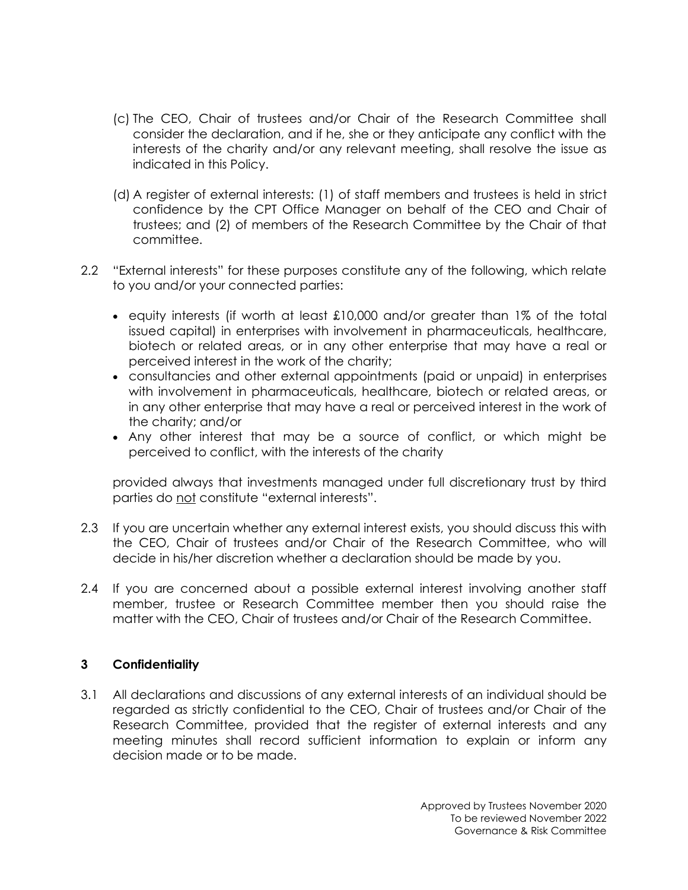(c) The CEO, Chair of trustees and/or Chair of the Research Committee shall consider the declaration, and if he, she or they anticipate any conflict with the interests of the charity and/or any relevant meeting, shall resolve the issue as indicated in this Policy.

(d) A register of external interests: (1) of staff members and trustees is held in strict confidence by the CPT Office Manager on behalf of the CEO and Chair of trustees; and (2) of members of the Research Committee by the Chair of that committee.

2.2 "External interests" for these purposes constitute any of the following, which relate to you and/or your connected parties:

- equity interests (if worth at least £10,000 and/or greater than 1% of the total issued capital) in enterprises with involvement in pharmaceuticals, healthcare, biotech or related areas, or in any other enterprise that may have a real or perceived interest in the work of the charity;
- consultancies and other external appointments (paid or unpaid) in enterprises with involvement in pharmaceuticals, healthcare, biotech or related areas, or in any other enterprise that may have a real or perceived interest in the work of the charity; and/or
- Any other interest that may be a source of conflict, or which might be perceived to conflict, with the interests of the charity

provided always that investments managed under full discretionary trust by third parties do <u>not</u> constitute "external interests".

2.3 If you are uncertain whether any external interest exists, you should discuss this with the CEO, Chair of trustees and/or Chair of the Research Committee, who will decide in his/her discretion whether a declaration should be made by you.

2.4 If you are concerned about a possible external interest involving another staff member, trustee or Research Committee member then you should raise the matter with the CEO, Chair of trustees and/or Chair of the Research Committee.

## 3 Confidentiality

3.1 All declarations and discussions of any external interests of an individual should be regarded as strictly confidential to the CEO, Chair of trustees and/or Chair of the Research Committee, provided that the register of external interests and any meeting minutes shall record sufficient information to explain or inform any decision made or to be made.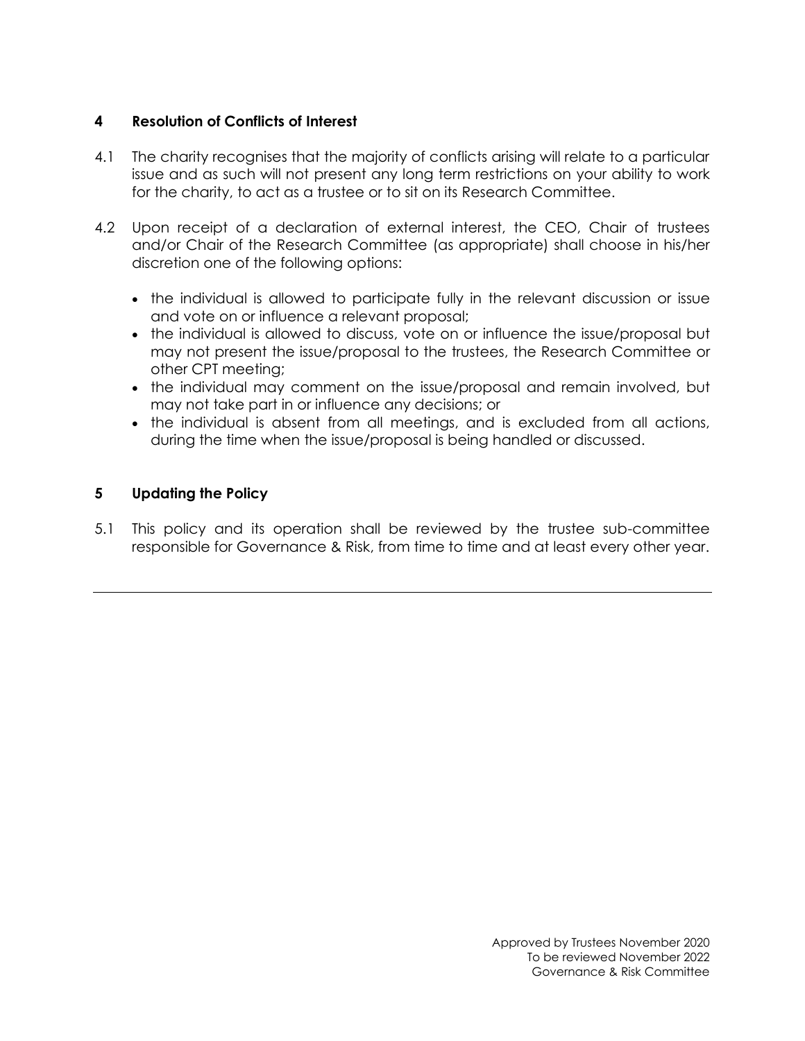## 4 Resolution of Conflicts of Interest

4.1 The charity recognises that the majority of conflicts arising will relate to a particular issue and as such will not present any long term restrictions on your ability to work for the charity, to act as a trustee or to sit on its Research Committee.

4.2 Upon receipt of a declaration of external interest, the CEO, Chair of trustees and/or Chair of the Research Committee (as appropriate) shall choose in his/her discretion one of the following options:

- the individual is allowed to participate fully in the relevant discussion or issue and vote on or influence a relevant proposal;
- the individual is allowed to discuss, vote on or influence the issue/proposal but may not present the issue/proposal to the trustees, the Research Committee or other CPT meeting;
- the individual may comment on the issue/proposal and remain involved, but may not take part in or influence any decisions; or
- the individual is absent from all meetings, and is excluded from all actions, during the time when the issue/proposal is being handled or discussed.

## 5 Updating the Policy

5.1 This policy and its operation shall be reviewed by the trustee sub-committee responsible for Governance & Risk, from time to time and at least every other year.

---

Approved by Trustees November 2020
To be reviewed November 2022
Governance & Risk Committee